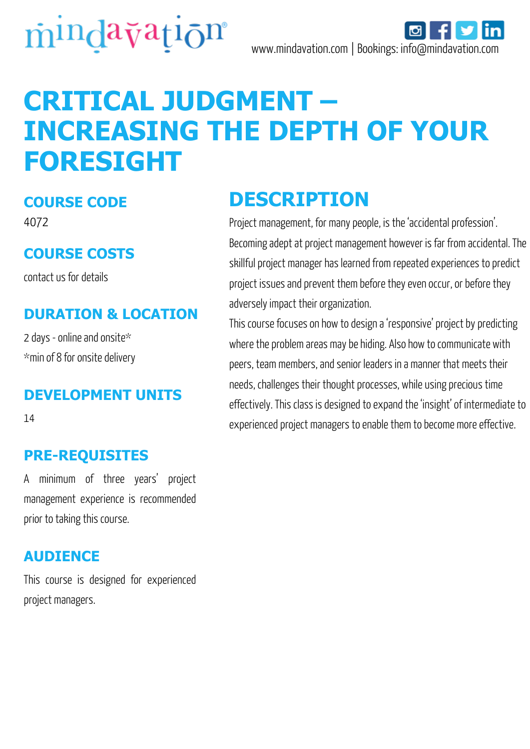www.mindavation.com | Bookings: info@mindavation.com

# CRITICAL JUDGMENT – INCREASING THE DEPTH OF YOUR FORESIGHT

## COURSE CODE

4072

## COURSE COSTS

contact us for details

## DURATION & LOCATION

2 days - online and onsite*

*min of 8 for onsite delivery

## DEVELOPMENT UNITS

14

## PRE-REQUISITES

A minimum of three years' project management experience is recommended prior to taking this course.

## AUDIENCE

This course is designed for experienced project managers.

## DESCRIPTION

Project management, for many people, is the 'accidental profession'. Becoming adept at project management however is far from accidental. The skillful project manager has learned from repeated experiences to predict project issues and prevent them before they even occur, or before they adversely impact their organization.

This course focuses on how to design a 'responsive' project by predicting where the problem areas may be hiding. Also how to communicate with peers, team members, and senior leaders in a manner that meets their needs, challenges their thought processes, while using precious time effectively. This class is designed to expand the 'insight' of intermediate to experienced project managers to enable them to become more effective.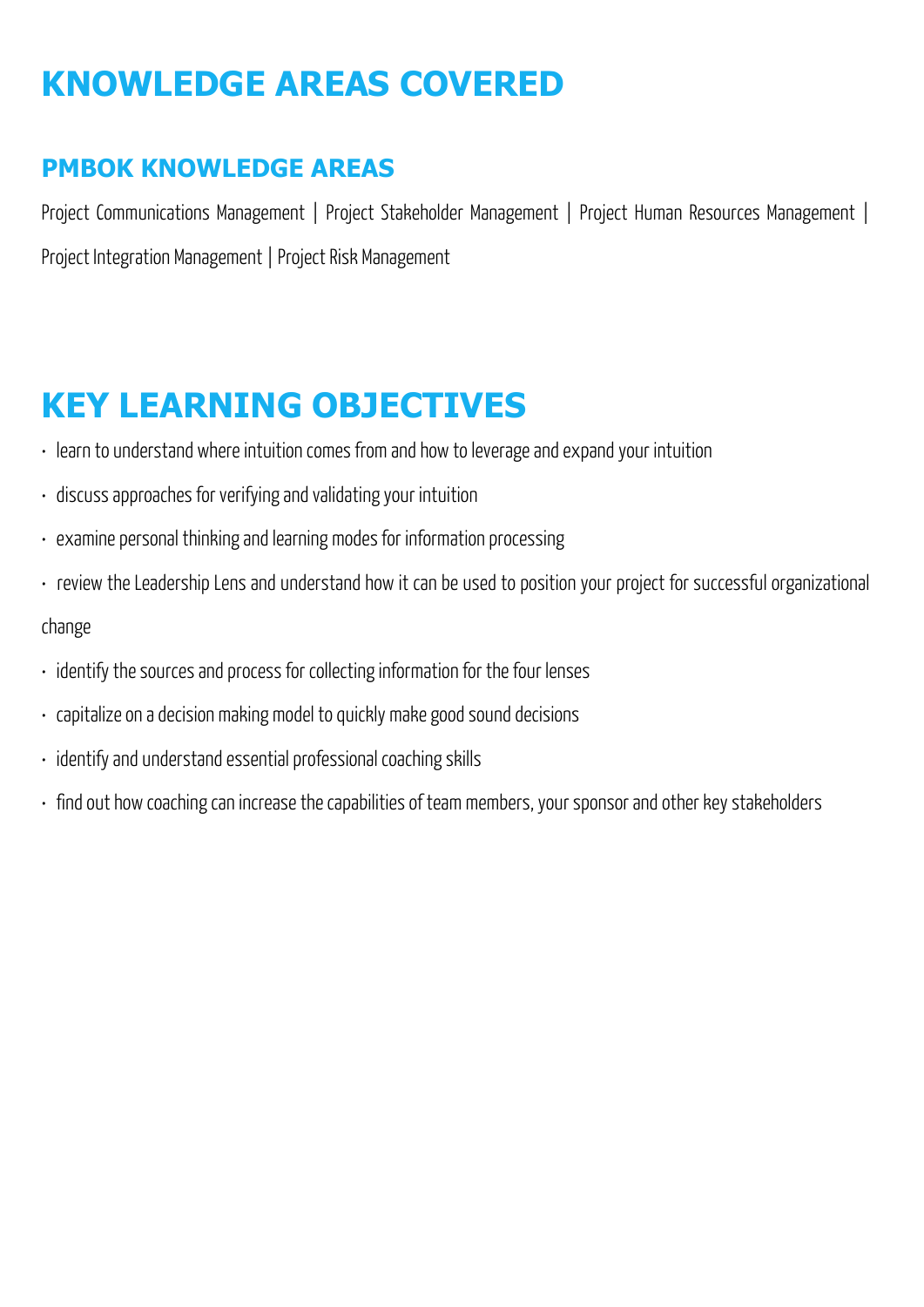# KNOWLEDGE AREAS COVERED

## PMBOK KNOWLEDGE AREAS

Project Communications Management | Project Stakeholder Management | Project Human Resources Management | Project Integration Management | Project Risk Management

# KEY LEARNING OBJECTIVES

- learn to understand where intuition comes from and how to leverage and expand your intuition
- discuss approaches for verifying and validating your intuition
- examine personal thinking and learning modes for information processing
- review the Leadership Lens and understand how it can be used to position your project for successful organizational change
- identify the sources and process for collecting information for the four lenses
- capitalize on a decision making model to quickly make good sound decisions
- identify and understand essential professional coaching skills
- find out how coaching can increase the capabilities of team members, your sponsor and other key stakeholders